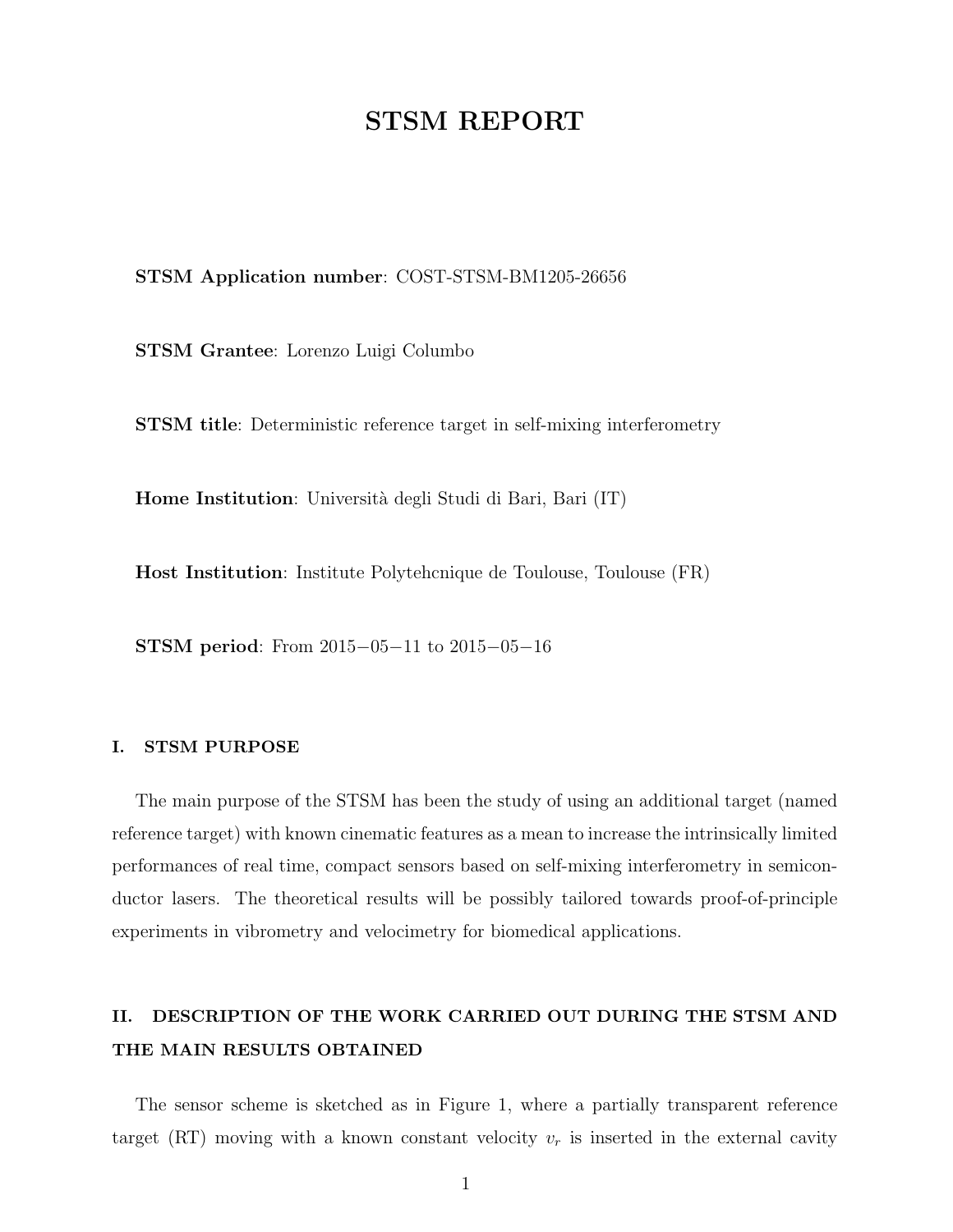# STSM REPORT

**STSM Application number**: COST-STSM-BM1205-26656

**STSM Grantee**: Lorenzo Luigi Columbo

**STSM title**: Deterministic reference target in self-mixing interferometry

**Home Institution**: Università degli Studi di Bari, Bari (IT)

**Host Institution**: Institute Polytehcnique de Toulouse, Toulouse (FR)

**STSM period**: From 2015−05−11 to 2015−05−16

## I. STSM PURPOSE

The main purpose of the STSM has been the study of using an additional target (named reference target) with known cinematic features as a mean to increase the intrinsically limited performances of real time, compact sensors based on self-mixing interferometry in semiconductor lasers. The theoretical results will be possibly tailored towards proof-of-principle experiments in vibrometry and velocimetry for biomedical applications.

## II. DESCRIPTION OF THE WORK CARRIED OUT DURING THE STSM AND THE MAIN RESULTS OBTAINED

The sensor scheme is sketched as in Figure 1, where a partially transparent reference target (RT) moving with a known constant velocity $v_r$ is inserted in the external cavity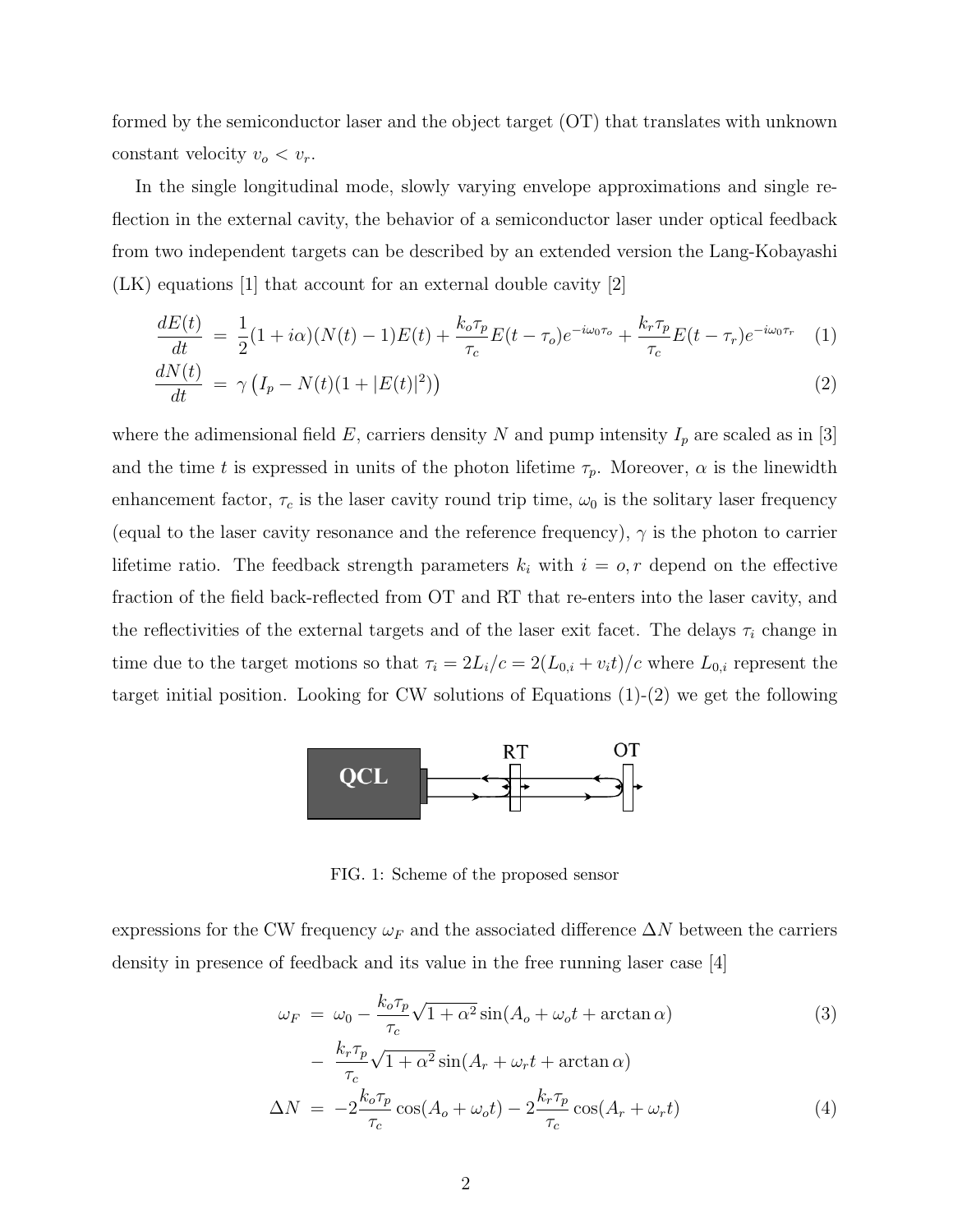formed by the semiconductor laser and the object target (OT) that translates with unknown constant velocity $v_o < v_r$.

In the single longitudinal mode, slowly varying envelope approximations and single reflection in the external cavity, the behavior of a semiconductor laser under optical feedback from two independent targets can be described by an extended version the Lang-Kobayashi (LK) equations [1] that account for an external double cavity [2]

$$
\begin{aligned}
\frac{dE(t)}{dt} &= \frac{1}{2}(1+i\alpha)(N(t)-1)E(t) + \frac{k_o\tau_p}{\tau_c}E(t-\tau_o)e^{-i\omega_0\tau_o} + \frac{k_r\tau_p}{\tau_c}E(t-\tau_r)e^{-i\omega_0\tau_r} \quad (1)\\
\frac{dN(t)}{dt} &= \gamma\left(I_p - N(t)(1+|E(t)|^2)\right) \quad (2)
\end{aligned}
$$

where the adimensional field $E$, carriers density $N$ and pump intensity $I_p$ are scaled as in [3] and the time $t$ is expressed in units of the photon lifetime $\tau_p$. Moreover, $\alpha$ is the linewidth enhancement factor, $\tau_c$ is the laser cavity round trip time, $\omega_0$ is the solitary laser frequency (equal to the laser cavity resonance and the reference frequency), $\gamma$ is the photon to carrier lifetime ratio. The feedback strength parameters $k_i$ with $i = o, r$ depend on the effective fraction of the field back-reflected from OT and RT that re-enters into the laser cavity, and the reflectivities of the external targets and of the laser exit facet. The delays $\tau_i$ change in time due to the target motions so that $\tau_i = 2L_i/c = 2(L_{0,i} + v_i t)/c$ where $L_{0,i}$ represent the target initial position. Looking for CW solutions of Equations (1)-(2) we get the following

FIG. 1: Scheme of the proposed sensor

expressions for the CW frequency $\omega_F$ and the associated difference $\Delta N$ between the carriers density in presence of feedback and its value in the free running laser case [4]

$$
\begin{aligned}
\omega_F &= \omega_0 - \frac{k_o\tau_p}{\tau_c}\sqrt{1+\alpha^2}\sin(A_o + \omega_o t + \arctan\alpha) \quad (3)\\
&- \frac{k_r\tau_p}{\tau_c}\sqrt{1+\alpha^2}\sin(A_r + \omega_r t + \arctan\alpha)\\
\Delta N &= -2\frac{k_o\tau_p}{\tau_c}\cos(A_o + \omega_o t) - 2\frac{k_r\tau_p}{\tau_c}\cos(A_r + \omega_r t) \quad (4)
\end{aligned}
$$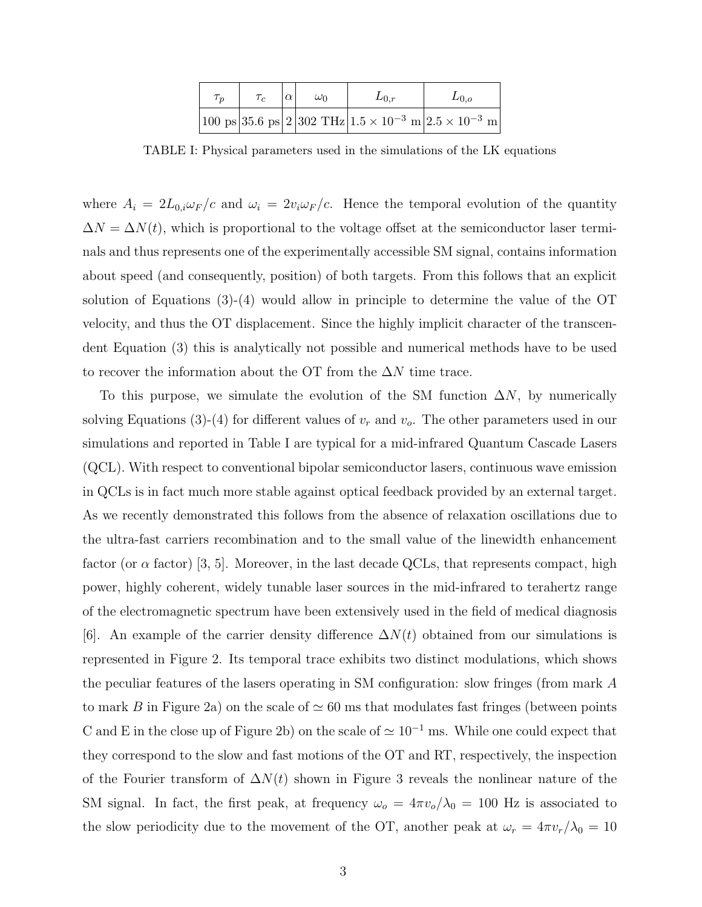| $\tau_p$ | $\tau_c$ | $\alpha$ | $\omega_0$ | $L_{0,r}$ | $L_{0,o}$ |
|---|---|---|---|---|---|
| 100 ps | 35.6 ps | 2 | 302 THz | $1.5 \times 10^{-3}$ m | $2.5 \times 10^{-3}$ m |

TABLE I: Physical parameters used in the simulations of the LK equations

where $A_i = 2L_{0,i}\omega_F/c$ and $\omega_i = 2v_i\omega_F/c$. Hence the temporal evolution of the quantity $\Delta N = \Delta N(t)$, which is proportional to the voltage offset at the semiconductor laser terminals and thus represents one of the experimentally accessible SM signal, contains information about speed (and consequently, position) of both targets. From this follows that an explicit solution of Equations (3)-(4) would allow in principle to determine the value of the OT velocity, and thus the OT displacement. Since the highly implicit character of the transcendent Equation (3) this is analytically not possible and numerical methods have to be used to recover the information about the OT from the $\Delta N$ time trace.

To this purpose, we simulate the evolution of the SM function $\Delta N$, by numerically solving Equations (3)-(4) for different values of $v_r$ and $v_o$. The other parameters used in our simulations and reported in Table I are typical for a mid-infrared Quantum Cascade Lasers (QCL). With respect to conventional bipolar semiconductor lasers, continuous wave emission in QCLs is in fact much more stable against optical feedback provided by an external target. As we recently demonstrated this follows from the absence of relaxation oscillations due to the ultra-fast carriers recombination and to the small value of the linewidth enhancement factor (or $\alpha$ factor) [3, 5]. Moreover, in the last decade QCLs, that represents compact, high power, highly coherent, widely tunable laser sources in the mid-infrared to terahertz range of the electromagnetic spectrum have been extensively used in the field of medical diagnosis [6]. An example of the carrier density difference $\Delta N(t)$ obtained from our simulations is represented in Figure 2. Its temporal trace exhibits two distinct modulations, which shows the peculiar features of the lasers operating in SM configuration: slow fringes (from mark $A$ to mark $B$ in Figure 2a) on the scale of $\simeq 60$ ms that modulates fast fringes (between points C and E in the close up of Figure 2b) on the scale of $\simeq 10^{-1}$ ms. While one could expect that they correspond to the slow and fast motions of the OT and RT, respectively, the inspection of the Fourier transform of $\Delta N(t)$ shown in Figure 3 reveals the nonlinear nature of the SM signal. In fact, the first peak, at frequency $\omega_o = 4\pi v_o/\lambda_0 = 100$ Hz is associated to the slow periodicity due to the movement of the OT, another peak at $\omega_r = 4\pi v_r/\lambda_0 = 10$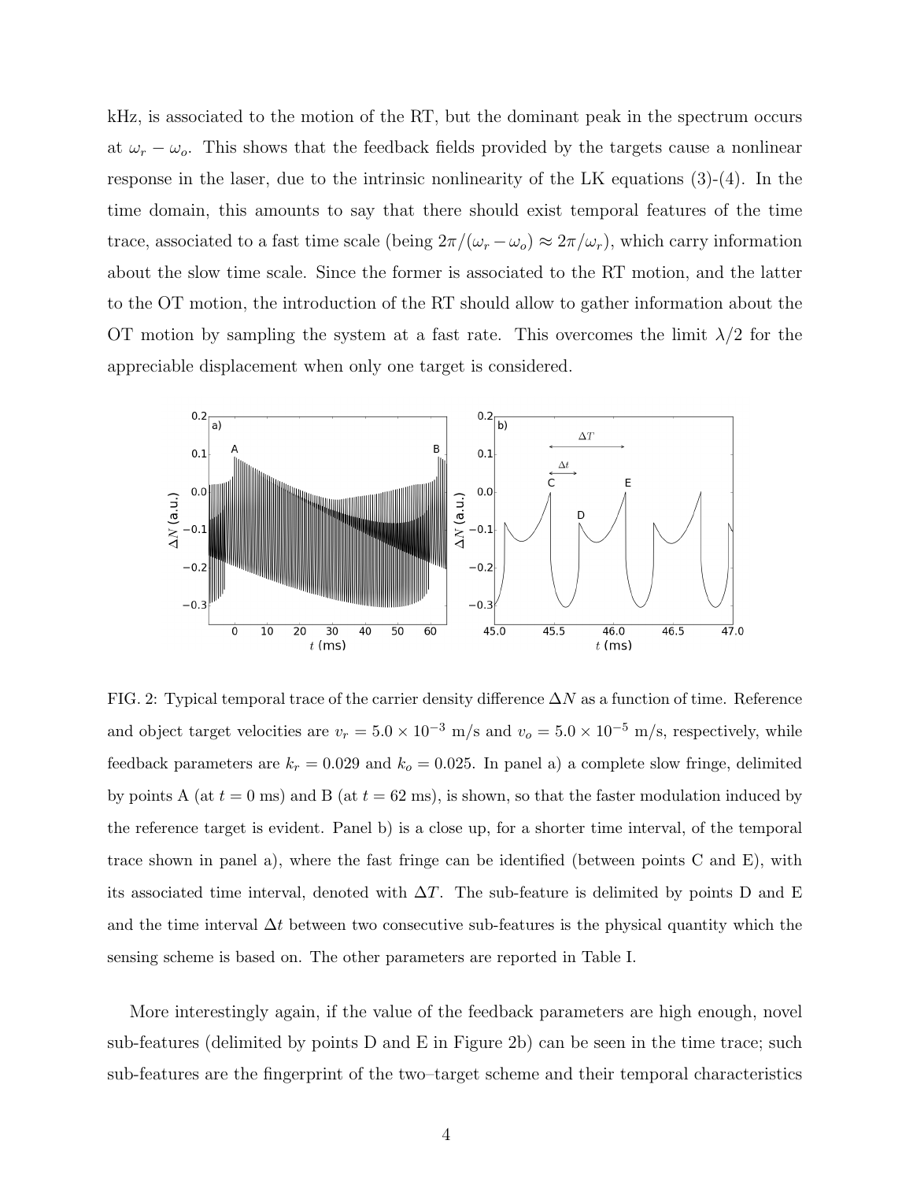kHz, is associated to the motion of the RT, but the dominant peak in the spectrum occurs at $\omega_r - \omega_o$. This shows that the feedback fields provided by the targets cause a nonlinear response in the laser, due to the intrinsic nonlinearity of the LK equations (3)-(4). In the time domain, this amounts to say that there should exist temporal features of the time trace, associated to a fast time scale (being $2\pi/(\omega_r - \omega_o) \approx 2\pi/\omega_r$), which carry information about the slow time scale. Since the former is associated to the RT motion, and the latter to the OT motion, the introduction of the RT should allow to gather information about the OT motion by sampling the system at a fast rate. This overcomes the limit $\lambda/2$ for the appreciable displacement when only one target is considered.

FIG. 2: Typical temporal trace of the carrier density difference $\Delta N$ as a function of time. Reference and object target velocities are $v_r = 5.0 \times 10^{-3}$ m/s and $v_o = 5.0 \times 10^{-5}$ m/s, respectively, while feedback parameters are $k_r = 0.029$ and $k_o = 0.025$. In panel a) a complete slow fringe, delimited by points A (at $t = 0$ ms) and B (at $t = 62$ ms), is shown, so that the faster modulation induced by the reference target is evident. Panel b) is a close up, for a shorter time interval, of the temporal trace shown in panel a), where the fast fringe can be identified (between points C and E), with its associated time interval, denoted with $\Delta T$. The sub-feature is delimited by points D and E and the time interval $\Delta t$ between two consecutive sub-features is the physical quantity which the sensing scheme is based on. The other parameters are reported in Table I.

More interestingly again, if the value of the feedback parameters are high enough, novel sub-features (delimited by points D and E in Figure 2b) can be seen in the time trace; such sub-features are the fingerprint of the two–target scheme and their temporal characteristics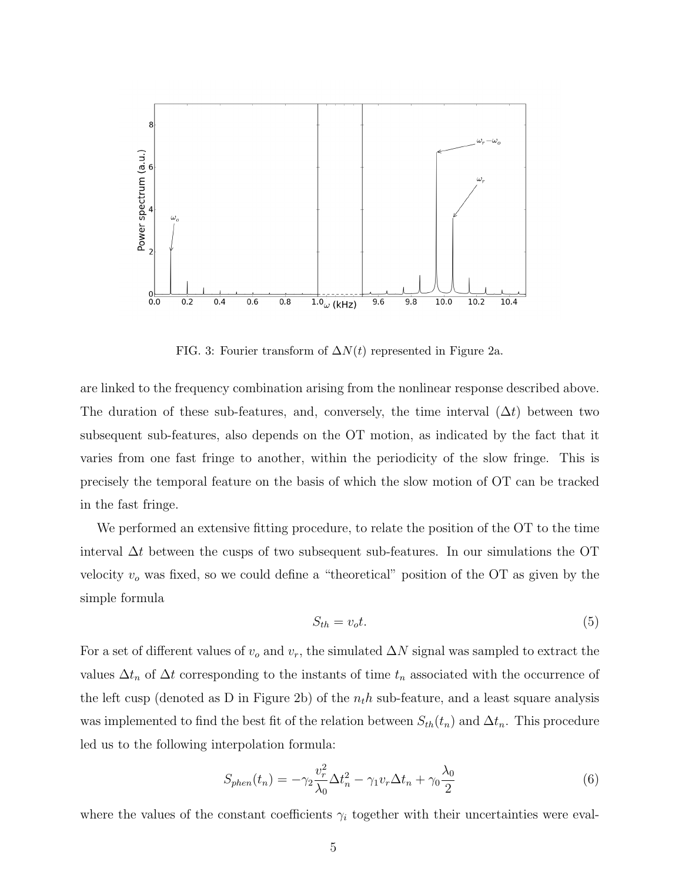FIG. 3: Fourier transform of $\Delta N(t)$ represented in Figure 2a.

are linked to the frequency combination arising from the nonlinear response described above. The duration of these sub-features, and, conversely, the time interval ($\Delta t$) between two subsequent sub-features, also depends on the OT motion, as indicated by the fact that it varies from one fast fringe to another, within the periodicity of the slow fringe. This is precisely the temporal feature on the basis of which the slow motion of OT can be tracked in the fast fringe.

We performed an extensive fitting procedure, to relate the position of the OT to the time interval $\Delta t$ between the cusps of two subsequent sub-features. In our simulations the OT velocity $v_o$ was fixed, so we could define a "theoretical" position of the OT as given by the simple formula

$$S_{th} = v_o t. \tag{5}$$

For a set of different values of $v_o$ and $v_r$, the simulated $\Delta N$ signal was sampled to extract the values $\Delta t_n$ of $\Delta t$ corresponding to the instants of time $t_n$ associated with the occurrence of the left cusp (denoted as D in Figure 2b) of the $n_t h$ sub-feature, and a least square analysis was implemented to find the best fit of the relation between $S_{th}(t_n)$ and $\Delta t_n$. This procedure led us to the following interpolation formula:

$$S_{phen}(t_n) = -\gamma_2 \frac{v_r^2}{\lambda_0} \Delta t_n^2 - \gamma_1 v_r \Delta t_n + \gamma_0 \frac{\lambda_0}{2} \tag{6}$$

where the values of the constant coefficients $\gamma_i$ together with their uncertainties were eval-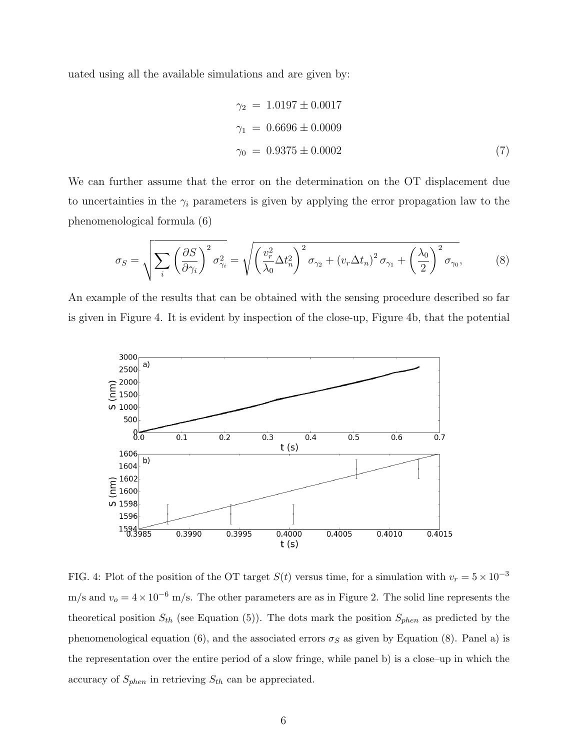uated using all the available simulations and are given by:

$$
\begin{aligned}
\gamma_2 &= 1.0197 \pm 0.0017 \\
\gamma_1 &= 0.6696 \pm 0.0009 \\
\gamma_0 &= 0.9375 \pm 0.0002
\end{aligned}
\tag{7}
$$

We can further assume that the error on the determination on the OT displacement due to uncertainties in the $\gamma_i$ parameters is given by applying the error propagation law to the phenomenological formula (6)

$$
\sigma_S = \sqrt{\sum_i \left(\frac{\partial S}{\partial \gamma_i}\right)^2 \sigma_{\gamma_i}^2} = \sqrt{\left(\frac{v_r^2}{\lambda_0}\Delta t_n^2\right)^2 \sigma_{\gamma_2} + \left(v_r \Delta t_n\right)^2 \sigma_{\gamma_1} + \left(\frac{\lambda_0}{2}\right)^2 \sigma_{\gamma_0}}, \tag{8}
$$

An example of the results that can be obtained with the sensing procedure described so far is given in Figure 4. It is evident by inspection of the close-up, Figure 4b, that the potential

FIG. 4: Plot of the position of the OT target $S(t)$ versus time, for a simulation with $v_r = 5 \times 10^{-3}$ m/s and $v_o = 4 \times 10^{-6}$ m/s. The other parameters are as in Figure 2. The solid line represents the theoretical position $S_{th}$ (see Equation (5)). The dots mark the position $S_{phen}$ as predicted by the phenomenological equation (6), and the associated errors $\sigma_S$ as given by Equation (8). Panel a) is the representation over the entire period of a slow fringe, while panel b) is a close–up in which the accuracy of $S_{phen}$ in retrieving $S_{th}$ can be appreciated.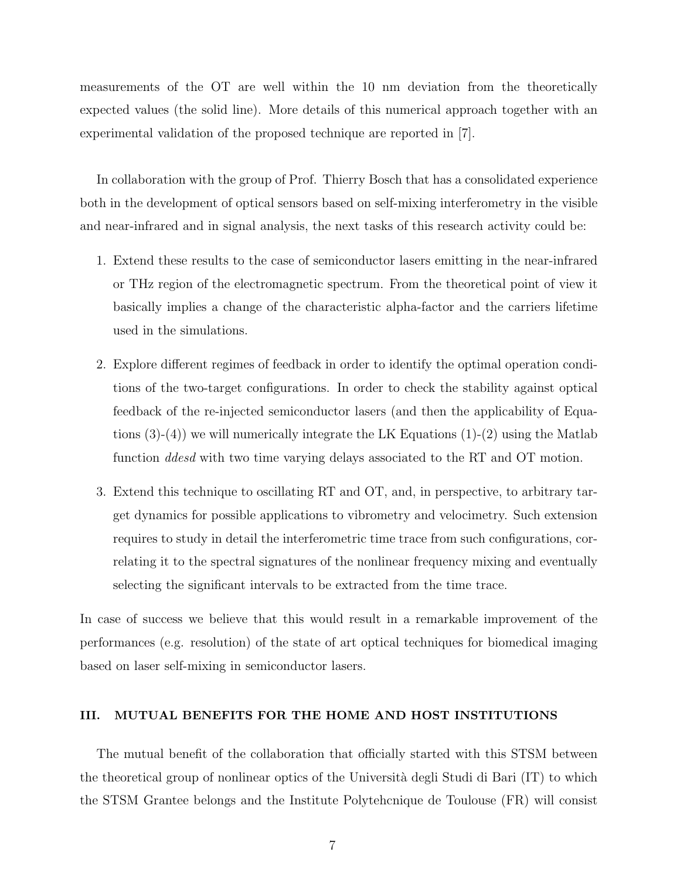measurements of the OT are well within the 10 nm deviation from the theoretically expected values (the solid line). More details of this numerical approach together with an experimental validation of the proposed technique are reported in [7].

In collaboration with the group of Prof. Thierry Bosch that has a consolidated experience both in the development of optical sensors based on self-mixing interferometry in the visible and near-infrared and in signal analysis, the next tasks of this research activity could be:

1. Extend these results to the case of semiconductor lasers emitting in the near-infrared or THz region of the electromagnetic spectrum. From the theoretical point of view it basically implies a change of the characteristic alpha-factor and the carriers lifetime used in the simulations.
2. Explore different regimes of feedback in order to identify the optimal operation conditions of the two-target configurations. In order to check the stability against optical feedback of the re-injected semiconductor lasers (and then the applicability of Equations (3)-(4)) we will numerically integrate the LK Equations (1)-(2) using the Matlab function *ddesd* with two time varying delays associated to the RT and OT motion.
3. Extend this technique to oscillating RT and OT, and, in perspective, to arbitrary target dynamics for possible applications to vibrometry and velocimetry. Such extension requires to study in detail the interferometric time trace from such configurations, correlating it to the spectral signatures of the nonlinear frequency mixing and eventually selecting the significant intervals to be extracted from the time trace.

In case of success we believe that this would result in a remarkable improvement of the performances (e.g. resolution) of the state of art optical techniques for biomedical imaging based on laser self-mixing in semiconductor lasers.

## III. MUTUAL BENEFITS FOR THE HOME AND HOST INSTITUTIONS

The mutual benefit of the collaboration that officially started with this STSM between the theoretical group of nonlinear optics of the Università degli Studi di Bari (IT) to which the STSM Grantee belongs and the Institute Polytehcnique de Toulouse (FR) will consist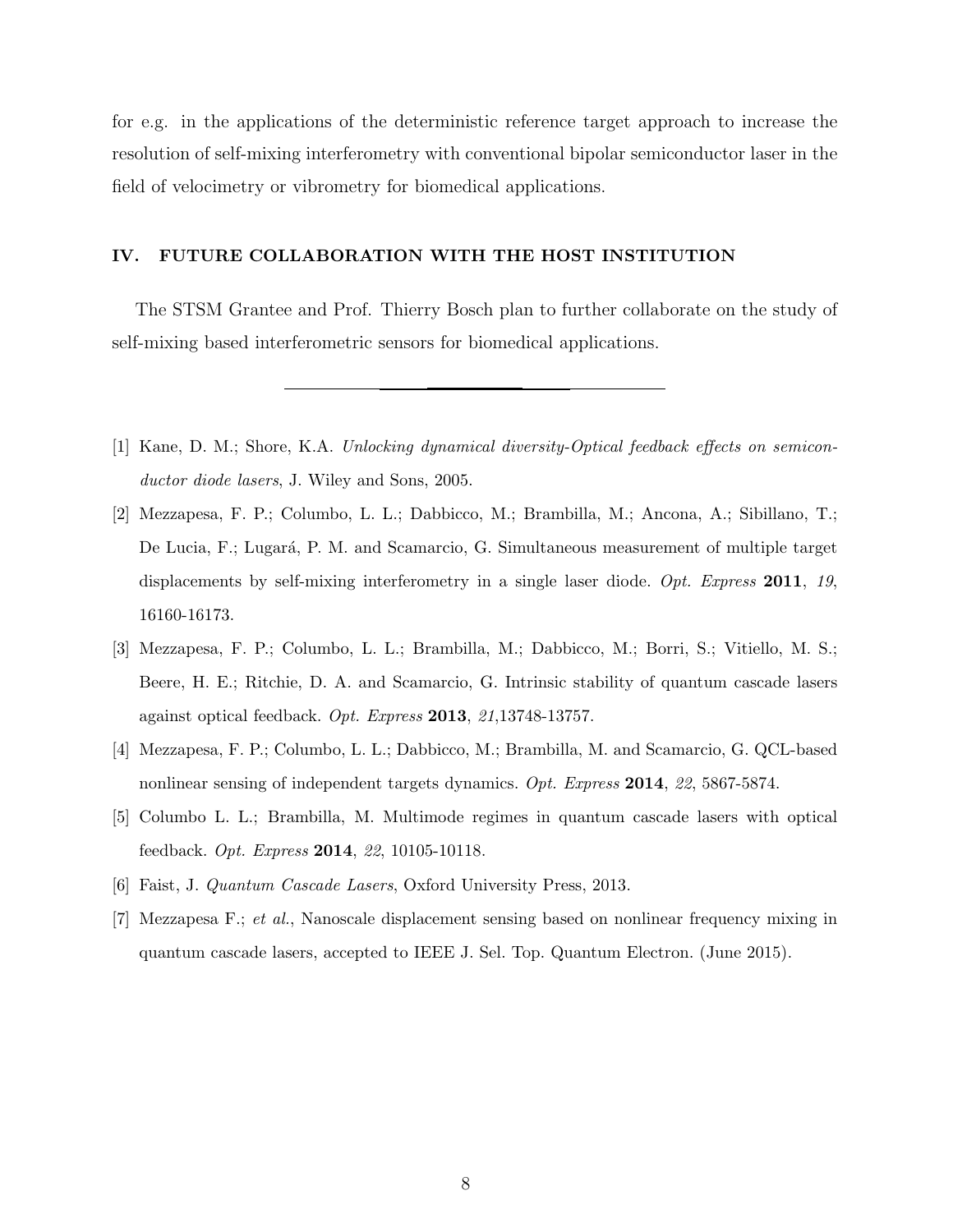for e.g. in the applications of the deterministic reference target approach to increase the resolution of self-mixing interferometry with conventional bipolar semiconductor laser in the field of velocimetry or vibrometry for biomedical applications.

## IV. FUTURE COLLABORATION WITH THE HOST INSTITUTION

The STSM Grantee and Prof. Thierry Bosch plan to further collaborate on the study of self-mixing based interferometric sensors for biomedical applications.

---

[1] Kane, D. M.; Shore, K.A. *Unlocking dynamical diversity-Optical feedback effects on semiconductor diode lasers*, J. Wiley and Sons, 2005.

[2] Mezzapesa, F. P.; Columbo, L. L.; Dabbicco, M.; Brambilla, M.; Ancona, A.; Sibillano, T.; De Lucia, F.; Lugará, P. M. and Scamarcio, G. Simultaneous measurement of multiple target displacements by self-mixing interferometry in a single laser diode. *Opt. Express* **2011**, *19*, 16160-16173.

[3] Mezzapesa, F. P.; Columbo, L. L.; Brambilla, M.; Dabbicco, M.; Borri, S.; Vitiello, M. S.; Beere, H. E.; Ritchie, D. A. and Scamarcio, G. Intrinsic stability of quantum cascade lasers against optical feedback. *Opt. Express* **2013**, *21*,13748-13757.

[4] Mezzapesa, F. P.; Columbo, L. L.; Dabbicco, M.; Brambilla, M. and Scamarcio, G. QCL-based nonlinear sensing of independent targets dynamics. *Opt. Express* **2014**, *22*, 5867-5874.

[5] Columbo L. L.; Brambilla, M. Multimode regimes in quantum cascade lasers with optical feedback. *Opt. Express* **2014**, *22*, 10105-10118.

[6] Faist, J. *Quantum Cascade Lasers*, Oxford University Press, 2013.

[7] Mezzapesa F.; *et al.*, Nanoscale displacement sensing based on nonlinear frequency mixing in quantum cascade lasers, accepted to IEEE J. Sel. Top. Quantum Electron. (June 2015).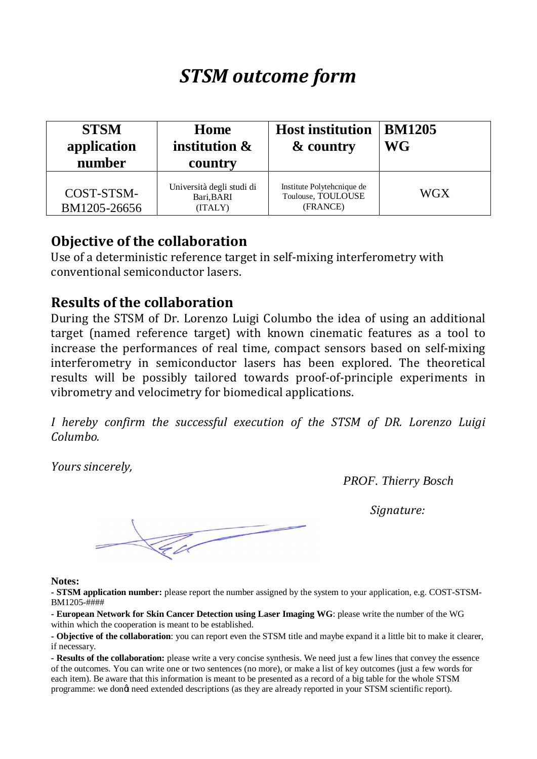# *STSM outcome form*

| STSM application number | Home institution & country | Host institution & country | BM1205 WG |
| --- | --- | --- | --- |
| COST-STSM-BM1205-26656 | Università degli studi di Bari,BARI (ITALY) | Institute Polytehcnique de Toulouse, TOULOUSE (FRANCE) | WGX |

## Objective of the collaboration

Use of a deterministic reference target in self-mixing interferometry with conventional semiconductor lasers.

## Results of the collaboration

During the STSM of Dr. Lorenzo Luigi Columbo the idea of using an additional target (named reference target) with known cinematic features as a tool to increase the performances of real time, compact sensors based on self-mixing interferometry in semiconductor lasers has been explored. The theoretical results will be possibly tailored towards proof-of-principle experiments in vibrometry and velocimetry for biomedical applications.

*I hereby confirm the successful execution of the STSM of DR. Lorenzo Luigi Columbo.*

*Yours sincerely,*

*PROF. Thierry Bosch*

*Signature:*

**Notes:**

- **STSM application number:** please report the number assigned by the system to your application, e.g. COST-STSM-BM1205-####

- **European Network for Skin Cancer Detection using Laser Imaging WG**: please write the number of the WG within which the cooperation is meant to be established.

- **Objective of the collaboration**: you can report even the STSM title and maybe expand it a little bit to make it clearer, if necessary.

- **Results of the collaboration:** please write a very concise synthesis. We need just a few lines that convey the essence of the outcomes. You can write one or two sentences (no more), or make a list of key outcomes (just a few words for each item). Be aware that this information is meant to be presented as a record of a big table for the whole STSM programme: we donǿt need extended descriptions (as they are already reported in your STSM scientific report).